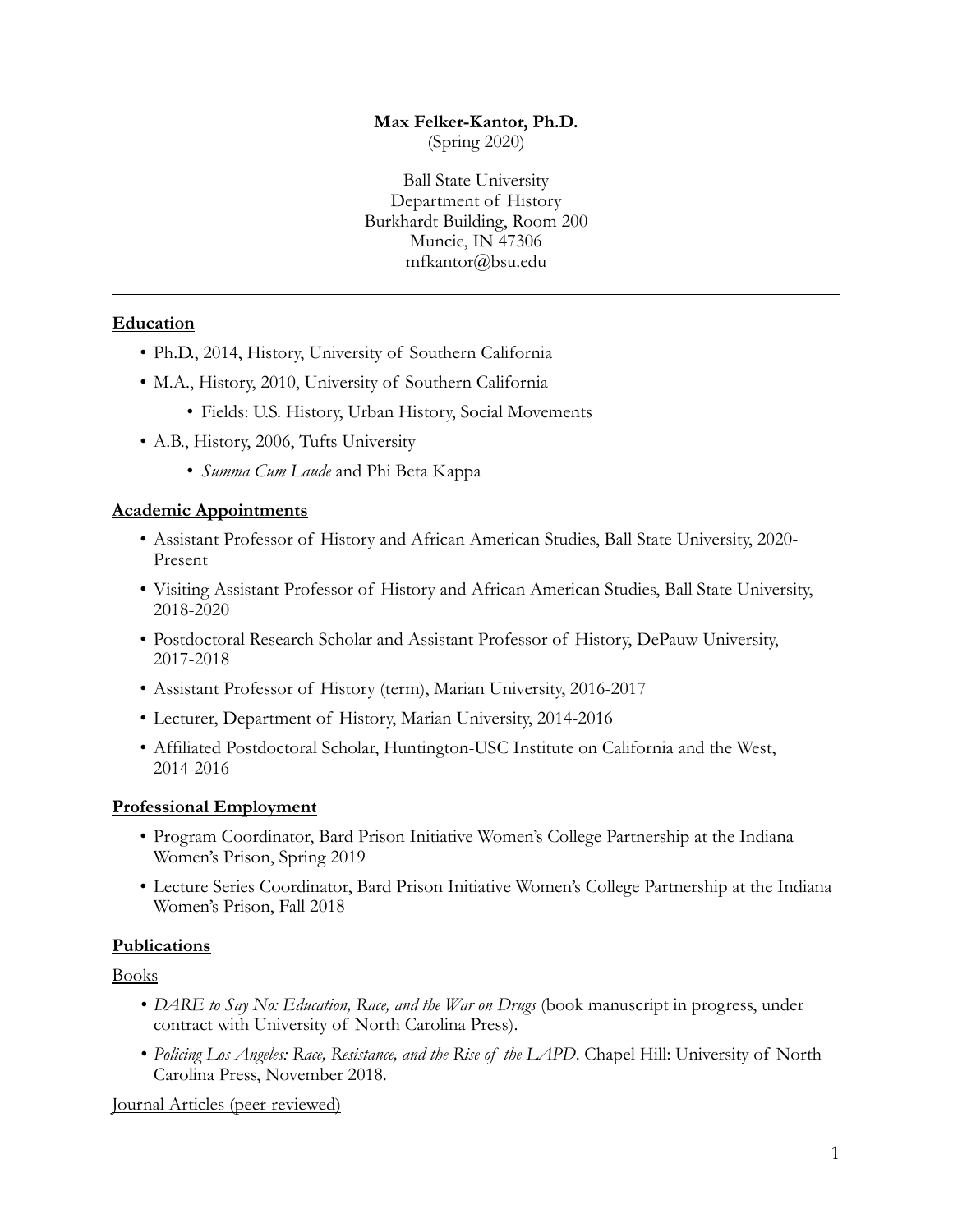**Max Felker-Kantor, Ph.D.**
(Spring 2020)

Ball State University
Department of History
Burkhardt Building, Room 200
Muncie, IN 47306
mfkantor@bsu.edu

---

## Education

- Ph.D., 2014, History, University of Southern California
- M.A., History, 2010, University of Southern California
  - Fields: U.S. History, Urban History, Social Movements
- A.B., History, 2006, Tufts University
  - *Summa Cum Laude* and Phi Beta Kappa

## Academic Appointments

- Assistant Professor of History and African American Studies, Ball State University, 2020-Present
- Visiting Assistant Professor of History and African American Studies, Ball State University, 2018-2020
- Postdoctoral Research Scholar and Assistant Professor of History, DePauw University, 2017-2018
- Assistant Professor of History (term), Marian University, 2016-2017
- Lecturer, Department of History, Marian University, 2014-2016
- Affiliated Postdoctoral Scholar, Huntington-USC Institute on California and the West, 2014-2016

## Professional Employment

- Program Coordinator, Bard Prison Initiative Women's College Partnership at the Indiana Women's Prison, Spring 2019
- Lecture Series Coordinator, Bard Prison Initiative Women's College Partnership at the Indiana Women's Prison, Fall 2018

## Publications

### Books

- *DARE to Say No: Education, Race, and the War on Drugs* (book manuscript in progress, under contract with University of North Carolina Press).
- *Policing Los Angeles: Race, Resistance, and the Rise of the LAPD*. Chapel Hill: University of North Carolina Press, November 2018.

### Journal Articles (peer-reviewed)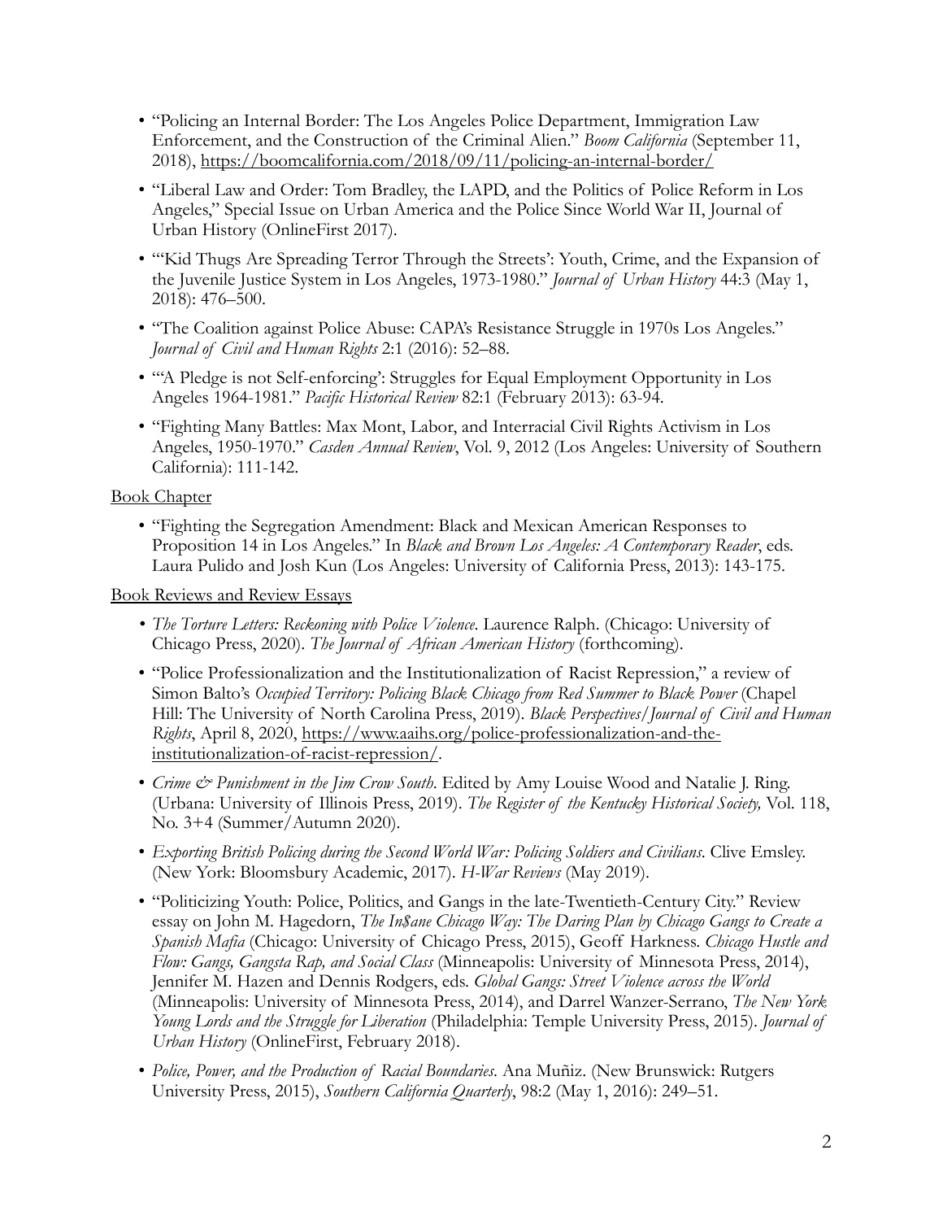- "Policing an Internal Border: The Los Angeles Police Department, Immigration Law Enforcement, and the Construction of the Criminal Alien." *Boom California* (September 11, 2018), https://boomcalifornia.com/2018/09/11/policing-an-internal-border/
- "Liberal Law and Order: Tom Bradley, the LAPD, and the Politics of Police Reform in Los Angeles," Special Issue on Urban America and the Police Since World War II, Journal of Urban History (OnlineFirst 2017).
- "'Kid Thugs Are Spreading Terror Through the Streets': Youth, Crime, and the Expansion of the Juvenile Justice System in Los Angeles, 1973-1980." *Journal of Urban History* 44:3 (May 1, 2018): 476–500.
- "The Coalition against Police Abuse: CAPA's Resistance Struggle in 1970s Los Angeles." *Journal of Civil and Human Rights* 2:1 (2016): 52–88.
- "'A Pledge is not Self-enforcing': Struggles for Equal Employment Opportunity in Los Angeles 1964-1981." *Pacific Historical Review* 82:1 (February 2013): 63-94.
- "Fighting Many Battles: Max Mont, Labor, and Interracial Civil Rights Activism in Los Angeles, 1950-1970." *Casden Annual Review*, Vol. 9, 2012 (Los Angeles: University of Southern California): 111-142.

Book Chapter

- "Fighting the Segregation Amendment: Black and Mexican American Responses to Proposition 14 in Los Angeles." In *Black and Brown Los Angeles: A Contemporary Reader*, eds. Laura Pulido and Josh Kun (Los Angeles: University of California Press, 2013): 143-175.

Book Reviews and Review Essays

- *The Torture Letters: Reckoning with Police Violence*. Laurence Ralph. (Chicago: University of Chicago Press, 2020). *The Journal of African American History* (forthcoming).
- "Police Professionalization and the Institutionalization of Racist Repression," a review of Simon Balto's *Occupied Territory: Policing Black Chicago from Red Summer to Black Power* (Chapel Hill: The University of North Carolina Press, 2019). *Black Perspectives/Journal of Civil and Human Rights*, April 8, 2020, https://www.aaihs.org/police-professionalization-and-the-institutionalization-of-racist-repression/.
- *Crime & Punishment in the Jim Crow South*. Edited by Amy Louise Wood and Natalie J. Ring. (Urbana: University of Illinois Press, 2019). *The Register of the Kentucky Historical Society,* Vol. 118, No. 3+4 (Summer/Autumn 2020).
- *Exporting British Policing during the Second World War: Policing Soldiers and Civilians*. Clive Emsley. (New York: Bloomsbury Academic, 2017). *H-War Reviews* (May 2019).
- "Politicizing Youth: Police, Politics, and Gangs in the late-Twentieth-Century City." Review essay on John M. Hagedorn, *The In$ane Chicago Way: The Daring Plan by Chicago Gangs to Create a Spanish Mafia* (Chicago: University of Chicago Press, 2015), Geoff Harkness. *Chicago Hustle and Flow: Gangs, Gangsta Rap, and Social Class* (Minneapolis: University of Minnesota Press, 2014), Jennifer M. Hazen and Dennis Rodgers, eds. *Global Gangs: Street Violence across the World* (Minneapolis: University of Minnesota Press, 2014), and Darrel Wanzer-Serrano, *The New York Young Lords and the Struggle for Liberation* (Philadelphia: Temple University Press, 2015). *Journal of Urban History* (OnlineFirst, February 2018).
- *Police, Power, and the Production of Racial Boundaries*. Ana Muñiz. (New Brunswick: Rutgers University Press, 2015), *Southern California Quarterly*, 98:2 (May 1, 2016): 249–51.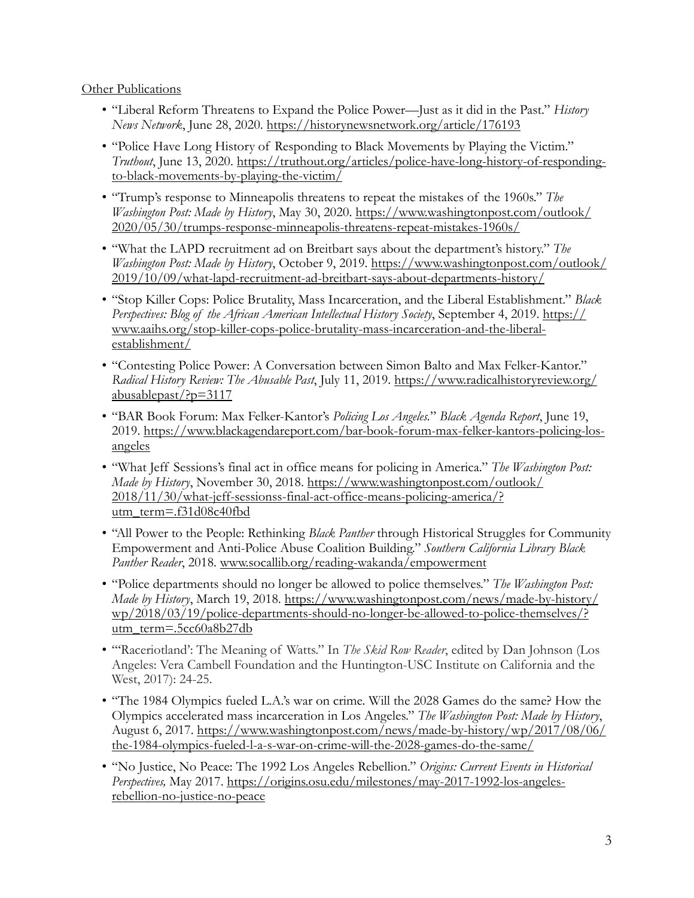Other Publications

- "Liberal Reform Threatens to Expand the Police Power—Just as it did in the Past." *History News Network*, June 28, 2020. https://historynewsnetwork.org/article/176193
- "Police Have Long History of Responding to Black Movements by Playing the Victim." *Truthout*, June 13, 2020. https://truthout.org/articles/police-have-long-history-of-responding-to-black-movements-by-playing-the-victim/
- "Trump's response to Minneapolis threatens to repeat the mistakes of the 1960s." *The Washington Post: Made by History*, May 30, 2020. https://www.washingtonpost.com/outlook/2020/05/30/trumps-response-minneapolis-threatens-repeat-mistakes-1960s/
- "What the LAPD recruitment ad on Breitbart says about the department's history." *The Washington Post: Made by History*, October 9, 2019. https://www.washingtonpost.com/outlook/2019/10/09/what-lapd-recruitment-ad-breitbart-says-about-departments-history/
- "Stop Killer Cops: Police Brutality, Mass Incarceration, and the Liberal Establishment." *Black Perspectives: Blog of the African American Intellectual History Society*, September 4, 2019. https://www.aaihs.org/stop-killer-cops-police-brutality-mass-incarceration-and-the-liberal-establishment/
- "Contesting Police Power: A Conversation between Simon Balto and Max Felker-Kantor." *Radical History Review: The Abusable Past*, July 11, 2019. https://www.radicalhistoryreview.org/abusablepast/?p=3117
- "BAR Book Forum: Max Felker-Kantor's *Policing Los Angeles*." *Black Agenda Report*, June 19, 2019. https://www.blackagendareport.com/bar-book-forum-max-felker-kantors-policing-los-angeles
- "What Jeff Sessions's final act in office means for policing in America." *The Washington Post: Made by History*, November 30, 2018. https://www.washingtonpost.com/outlook/2018/11/30/what-jeff-sessionss-final-act-office-means-policing-america/?utm_term=.f31d08c40fbd
- "All Power to the People: Rethinking *Black Panther* through Historical Struggles for Community Empowerment and Anti-Police Abuse Coalition Building." *Southern California Library Black Panther Reader*, 2018. www.socallib.org/reading-wakanda/empowerment
- "Police departments should no longer be allowed to police themselves." *The Washington Post: Made by History*, March 19, 2018. https://www.washingtonpost.com/news/made-by-history/wp/2018/03/19/police-departments-should-no-longer-be-allowed-to-police-themselves/?utm_term=.5cc60a8b27db
- "'Raceriotland': The Meaning of Watts." In *The Skid Row Reader*, edited by Dan Johnson (Los Angeles: Vera Cambell Foundation and the Huntington-USC Institute on California and the West, 2017): 24-25.
- "The 1984 Olympics fueled L.A.'s war on crime. Will the 2028 Games do the same? How the Olympics accelerated mass incarceration in Los Angeles." *The Washington Post: Made by History*, August 6, 2017. https://www.washingtonpost.com/news/made-by-history/wp/2017/08/06/the-1984-olympics-fueled-l-a-s-war-on-crime-will-the-2028-games-do-the-same/
- "No Justice, No Peace: The 1992 Los Angeles Rebellion." *Origins: Current Events in Historical Perspectives,* May 2017. https://origins.osu.edu/milestones/may-2017-1992-los-angeles-rebellion-no-justice-no-peace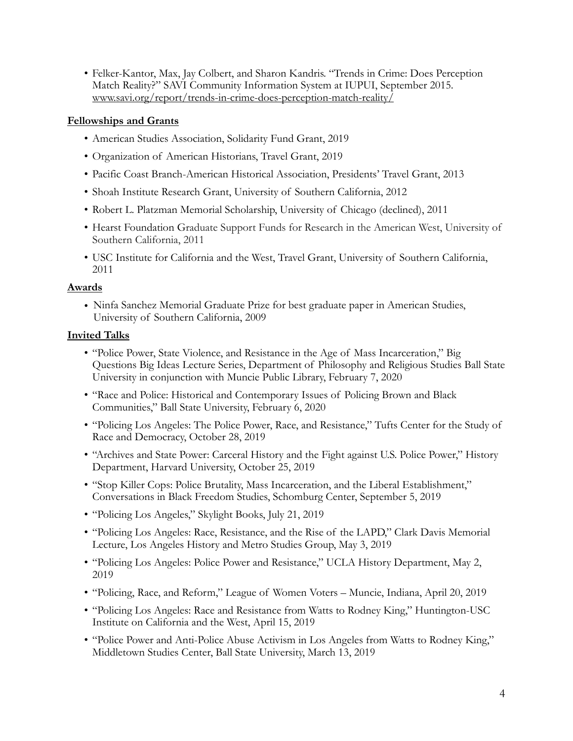- Felker-Kantor, Max, Jay Colbert, and Sharon Kandris. "Trends in Crime: Does Perception Match Reality?" SAVI Community Information System at IUPUI, September 2015. www.savi.org/report/trends-in-crime-does-perception-match-reality/

**Fellowships and Grants**

- American Studies Association, Solidarity Fund Grant, 2019
- Organization of American Historians, Travel Grant, 2019
- Pacific Coast Branch-American Historical Association, Presidents' Travel Grant, 2013
- Shoah Institute Research Grant, University of Southern California, 2012
- Robert L. Platzman Memorial Scholarship, University of Chicago (declined), 2011
- Hearst Foundation Graduate Support Funds for Research in the American West, University of Southern California, 2011
- USC Institute for California and the West, Travel Grant, University of Southern California, 2011

**Awards**

- Ninfa Sanchez Memorial Graduate Prize for best graduate paper in American Studies, University of Southern California, 2009

**Invited Talks**

- "Police Power, State Violence, and Resistance in the Age of Mass Incarceration," Big Questions Big Ideas Lecture Series, Department of Philosophy and Religious Studies Ball State University in conjunction with Muncie Public Library, February 7, 2020
- "Race and Police: Historical and Contemporary Issues of Policing Brown and Black Communities," Ball State University, February 6, 2020
- "Policing Los Angeles: The Police Power, Race, and Resistance," Tufts Center for the Study of Race and Democracy, October 28, 2019
- "Archives and State Power: Carceral History and the Fight against U.S. Police Power," History Department, Harvard University, October 25, 2019
- "Stop Killer Cops: Police Brutality, Mass Incarceration, and the Liberal Establishment," Conversations in Black Freedom Studies, Schomburg Center, September 5, 2019
- "Policing Los Angeles," Skylight Books, July 21, 2019
- "Policing Los Angeles: Race, Resistance, and the Rise of the LAPD," Clark Davis Memorial Lecture, Los Angeles History and Metro Studies Group, May 3, 2019
- "Policing Los Angeles: Police Power and Resistance," UCLA History Department, May 2, 2019
- "Policing, Race, and Reform," League of Women Voters – Muncie, Indiana, April 20, 2019
- "Policing Los Angeles: Race and Resistance from Watts to Rodney King," Huntington-USC Institute on California and the West, April 15, 2019
- "Police Power and Anti-Police Abuse Activism in Los Angeles from Watts to Rodney King," Middletown Studies Center, Ball State University, March 13, 2019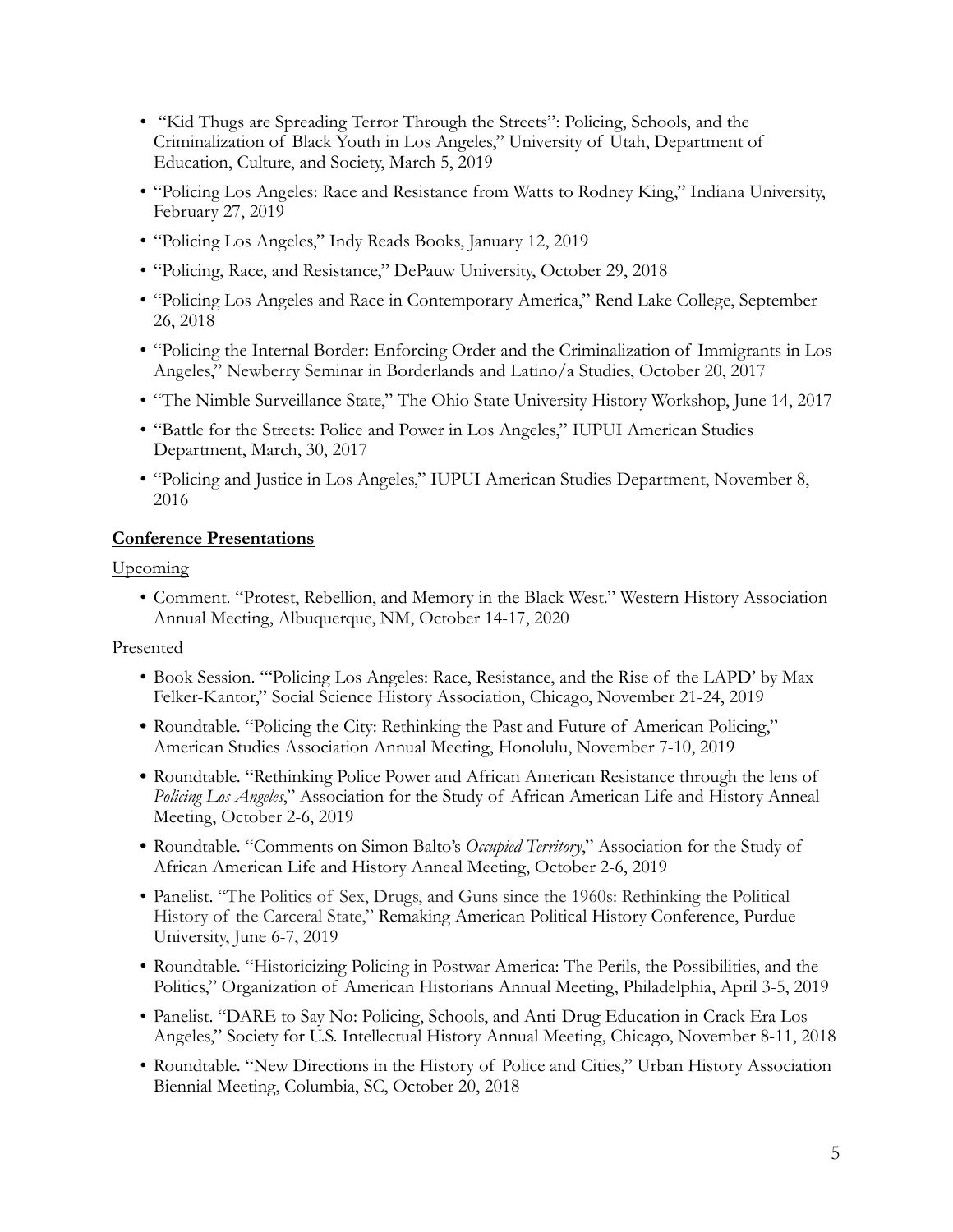- "Kid Thugs are Spreading Terror Through the Streets": Policing, Schools, and the Criminalization of Black Youth in Los Angeles," University of Utah, Department of Education, Culture, and Society, March 5, 2019
- "Policing Los Angeles: Race and Resistance from Watts to Rodney King," Indiana University, February 27, 2019
- "Policing Los Angeles," Indy Reads Books, January 12, 2019
- "Policing, Race, and Resistance," DePauw University, October 29, 2018
- "Policing Los Angeles and Race in Contemporary America," Rend Lake College, September 26, 2018
- "Policing the Internal Border: Enforcing Order and the Criminalization of Immigrants in Los Angeles," Newberry Seminar in Borderlands and Latino/a Studies, October 20, 2017
- "The Nimble Surveillance State," The Ohio State University History Workshop, June 14, 2017
- "Battle for the Streets: Police and Power in Los Angeles," IUPUI American Studies Department, March, 30, 2017
- "Policing and Justice in Los Angeles," IUPUI American Studies Department, November 8, 2016

## Conference Presentations

Upcoming

- Comment. "Protest, Rebellion, and Memory in the Black West." Western History Association Annual Meeting, Albuquerque, NM, October 14-17, 2020

Presented

- Book Session. "'Policing Los Angeles: Race, Resistance, and the Rise of the LAPD' by Max Felker-Kantor," Social Science History Association, Chicago, November 21-24, 2019
- Roundtable. "Policing the City: Rethinking the Past and Future of American Policing," American Studies Association Annual Meeting, Honolulu, November 7-10, 2019
- Roundtable. "Rethinking Police Power and African American Resistance through the lens of *Policing Los Angeles*," Association for the Study of African American Life and History Anneal Meeting, October 2-6, 2019
- Roundtable. "Comments on Simon Balto's *Occupied Territory*," Association for the Study of African American Life and History Anneal Meeting, October 2-6, 2019
- Panelist. "The Politics of Sex, Drugs, and Guns since the 1960s: Rethinking the Political History of the Carceral State," Remaking American Political History Conference, Purdue University, June 6-7, 2019
- Roundtable. "Historicizing Policing in Postwar America: The Perils, the Possibilities, and the Politics," Organization of American Historians Annual Meeting, Philadelphia, April 3-5, 2019
- Panelist. "DARE to Say No: Policing, Schools, and Anti-Drug Education in Crack Era Los Angeles," Society for U.S. Intellectual History Annual Meeting, Chicago, November 8-11, 2018
- Roundtable. "New Directions in the History of Police and Cities," Urban History Association Biennial Meeting, Columbia, SC, October 20, 2018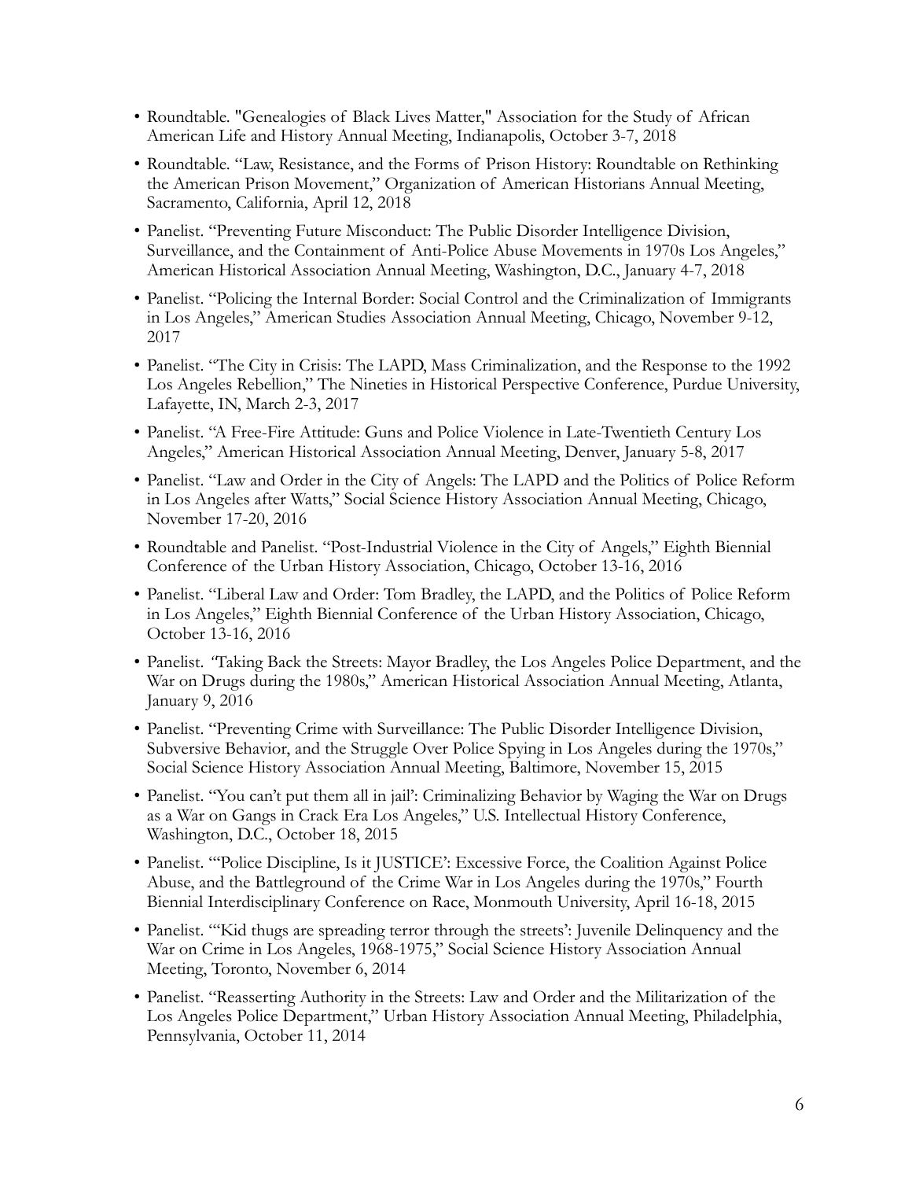- Roundtable. "Genealogies of Black Lives Matter," Association for the Study of African American Life and History Annual Meeting, Indianapolis, October 3-7, 2018
- Roundtable. "Law, Resistance, and the Forms of Prison History: Roundtable on Rethinking the American Prison Movement," Organization of American Historians Annual Meeting, Sacramento, California, April 12, 2018
- Panelist. "Preventing Future Misconduct: The Public Disorder Intelligence Division, Surveillance, and the Containment of Anti-Police Abuse Movements in 1970s Los Angeles," American Historical Association Annual Meeting, Washington, D.C., January 4-7, 2018
- Panelist. "Policing the Internal Border: Social Control and the Criminalization of Immigrants in Los Angeles," American Studies Association Annual Meeting, Chicago, November 9-12, 2017
- Panelist. "The City in Crisis: The LAPD, Mass Criminalization, and the Response to the 1992 Los Angeles Rebellion," The Nineties in Historical Perspective Conference, Purdue University, Lafayette, IN, March 2-3, 2017
- Panelist. "A Free-Fire Attitude: Guns and Police Violence in Late-Twentieth Century Los Angeles," American Historical Association Annual Meeting, Denver, January 5-8, 2017
- Panelist. "Law and Order in the City of Angels: The LAPD and the Politics of Police Reform in Los Angeles after Watts," Social Science History Association Annual Meeting, Chicago, November 17-20, 2016
- Roundtable and Panelist. "Post-Industrial Violence in the City of Angels," Eighth Biennial Conference of the Urban History Association, Chicago, October 13-16, 2016
- Panelist. "Liberal Law and Order: Tom Bradley, the LAPD, and the Politics of Police Reform in Los Angeles," Eighth Biennial Conference of the Urban History Association, Chicago, October 13-16, 2016
- Panelist. "Taking Back the Streets: Mayor Bradley, the Los Angeles Police Department, and the War on Drugs during the 1980s," American Historical Association Annual Meeting, Atlanta, January 9, 2016
- Panelist. "Preventing Crime with Surveillance: The Public Disorder Intelligence Division, Subversive Behavior, and the Struggle Over Police Spying in Los Angeles during the 1970s," Social Science History Association Annual Meeting, Baltimore, November 15, 2015
- Panelist. "'You can't put them all in jail': Criminalizing Behavior by Waging the War on Drugs as a War on Gangs in Crack Era Los Angeles," U.S. Intellectual History Conference, Washington, D.C., October 18, 2015
- Panelist. "'Police Discipline, Is it JUSTICE': Excessive Force, the Coalition Against Police Abuse, and the Battleground of the Crime War in Los Angeles during the 1970s," Fourth Biennial Interdisciplinary Conference on Race, Monmouth University, April 16-18, 2015
- Panelist. "'Kid thugs are spreading terror through the streets': Juvenile Delinquency and the War on Crime in Los Angeles, 1968-1975," Social Science History Association Annual Meeting, Toronto, November 6, 2014
- Panelist. "Reasserting Authority in the Streets: Law and Order and the Militarization of the Los Angeles Police Department," Urban History Association Annual Meeting, Philadelphia, Pennsylvania, October 11, 2014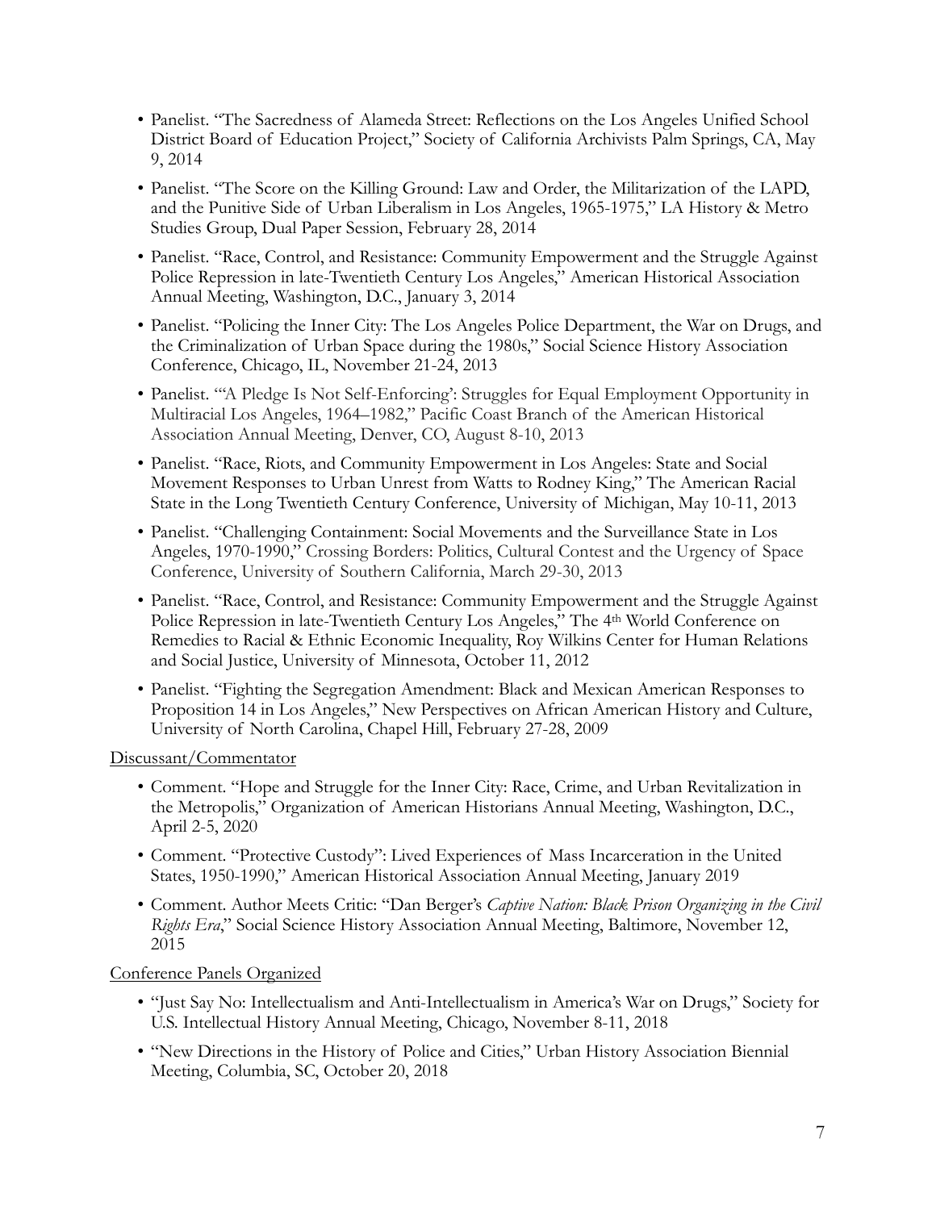- Panelist. "The Sacredness of Alameda Street: Reflections on the Los Angeles Unified School District Board of Education Project," Society of California Archivists Palm Springs, CA, May 9, 2014
- Panelist. "The Score on the Killing Ground: Law and Order, the Militarization of the LAPD, and the Punitive Side of Urban Liberalism in Los Angeles, 1965-1975," LA History & Metro Studies Group, Dual Paper Session, February 28, 2014
- Panelist. "Race, Control, and Resistance: Community Empowerment and the Struggle Against Police Repression in late-Twentieth Century Los Angeles," American Historical Association Annual Meeting, Washington, D.C., January 3, 2014
- Panelist. "Policing the Inner City: The Los Angeles Police Department, the War on Drugs, and the Criminalization of Urban Space during the 1980s," Social Science History Association Conference, Chicago, IL, November 21-24, 2013
- Panelist. "'A Pledge Is Not Self-Enforcing': Struggles for Equal Employment Opportunity in Multiracial Los Angeles, 1964–1982," Pacific Coast Branch of the American Historical Association Annual Meeting, Denver, CO, August 8-10, 2013
- Panelist. "Race, Riots, and Community Empowerment in Los Angeles: State and Social Movement Responses to Urban Unrest from Watts to Rodney King," The American Racial State in the Long Twentieth Century Conference, University of Michigan, May 10-11, 2013
- Panelist. "Challenging Containment: Social Movements and the Surveillance State in Los Angeles, 1970-1990," Crossing Borders: Politics, Cultural Contest and the Urgency of Space Conference, University of Southern California, March 29-30, 2013
- Panelist. "Race, Control, and Resistance: Community Empowerment and the Struggle Against Police Repression in late-Twentieth Century Los Angeles," The 4th World Conference on Remedies to Racial & Ethnic Economic Inequality, Roy Wilkins Center for Human Relations and Social Justice, University of Minnesota, October 11, 2012
- Panelist. "Fighting the Segregation Amendment: Black and Mexican American Responses to Proposition 14 in Los Angeles," New Perspectives on African American History and Culture, University of North Carolina, Chapel Hill, February 27-28, 2009

Discussant/Commentator

- Comment. "Hope and Struggle for the Inner City: Race, Crime, and Urban Revitalization in the Metropolis," Organization of American Historians Annual Meeting, Washington, D.C., April 2-5, 2020
- Comment. "Protective Custody": Lived Experiences of Mass Incarceration in the United States, 1950-1990," American Historical Association Annual Meeting, January 2019
- Comment. Author Meets Critic: "Dan Berger's *Captive Nation: Black Prison Organizing in the Civil Rights Era*," Social Science History Association Annual Meeting, Baltimore, November 12, 2015

Conference Panels Organized

- "Just Say No: Intellectualism and Anti-Intellectualism in America's War on Drugs," Society for U.S. Intellectual History Annual Meeting, Chicago, November 8-11, 2018
- "New Directions in the History of Police and Cities," Urban History Association Biennial Meeting, Columbia, SC, October 20, 2018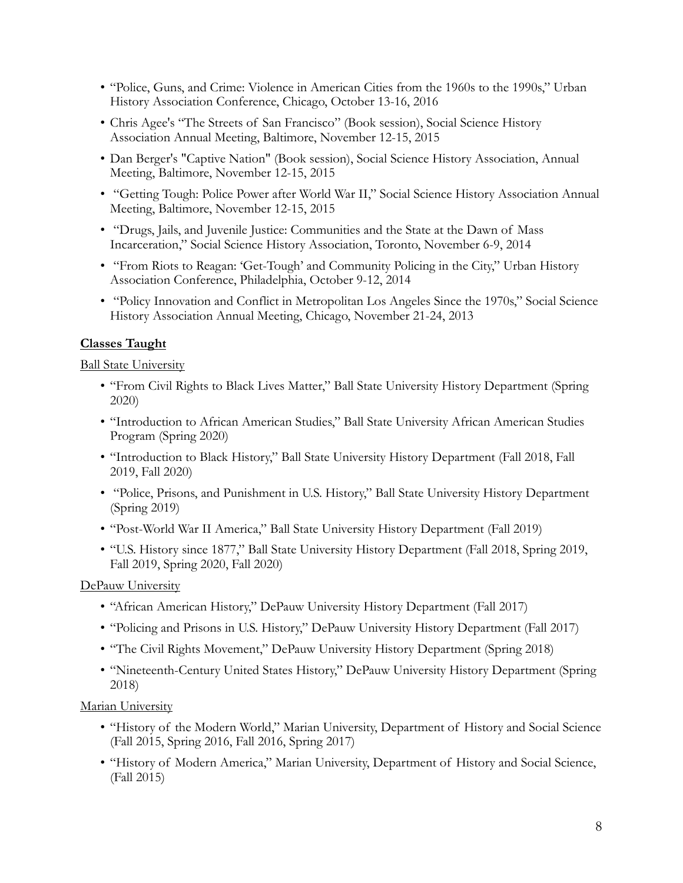- "Police, Guns, and Crime: Violence in American Cities from the 1960s to the 1990s," Urban History Association Conference, Chicago, October 13-16, 2016
- Chris Agee's "The Streets of San Francisco" (Book session), Social Science History Association Annual Meeting, Baltimore, November 12-15, 2015
- Dan Berger's "Captive Nation" (Book session), Social Science History Association, Annual Meeting, Baltimore, November 12-15, 2015
- "Getting Tough: Police Power after World War II," Social Science History Association Annual Meeting, Baltimore, November 12-15, 2015
- "Drugs, Jails, and Juvenile Justice: Communities and the State at the Dawn of Mass Incarceration," Social Science History Association, Toronto, November 6-9, 2014
- "From Riots to Reagan: 'Get-Tough' and Community Policing in the City," Urban History Association Conference, Philadelphia, October 9-12, 2014
- "Policy Innovation and Conflict in Metropolitan Los Angeles Since the 1970s," Social Science History Association Annual Meeting, Chicago, November 21-24, 2013

**Classes Taught**

Ball State University

- "From Civil Rights to Black Lives Matter," Ball State University History Department (Spring 2020)
- "Introduction to African American Studies," Ball State University African American Studies Program (Spring 2020)
- "Introduction to Black History," Ball State University History Department (Fall 2018, Fall 2019, Fall 2020)
- "Police, Prisons, and Punishment in U.S. History," Ball State University History Department (Spring 2019)
- "Post-World War II America," Ball State University History Department (Fall 2019)
- "U.S. History since 1877," Ball State University History Department (Fall 2018, Spring 2019, Fall 2019, Spring 2020, Fall 2020)

DePauw University

- "African American History," DePauw University History Department (Fall 2017)
- "Policing and Prisons in U.S. History," DePauw University History Department (Fall 2017)
- "The Civil Rights Movement," DePauw University History Department (Spring 2018)
- "Nineteenth-Century United States History," DePauw University History Department (Spring 2018)

Marian University

- "History of the Modern World," Marian University, Department of History and Social Science (Fall 2015, Spring 2016, Fall 2016, Spring 2017)
- "History of Modern America," Marian University, Department of History and Social Science, (Fall 2015)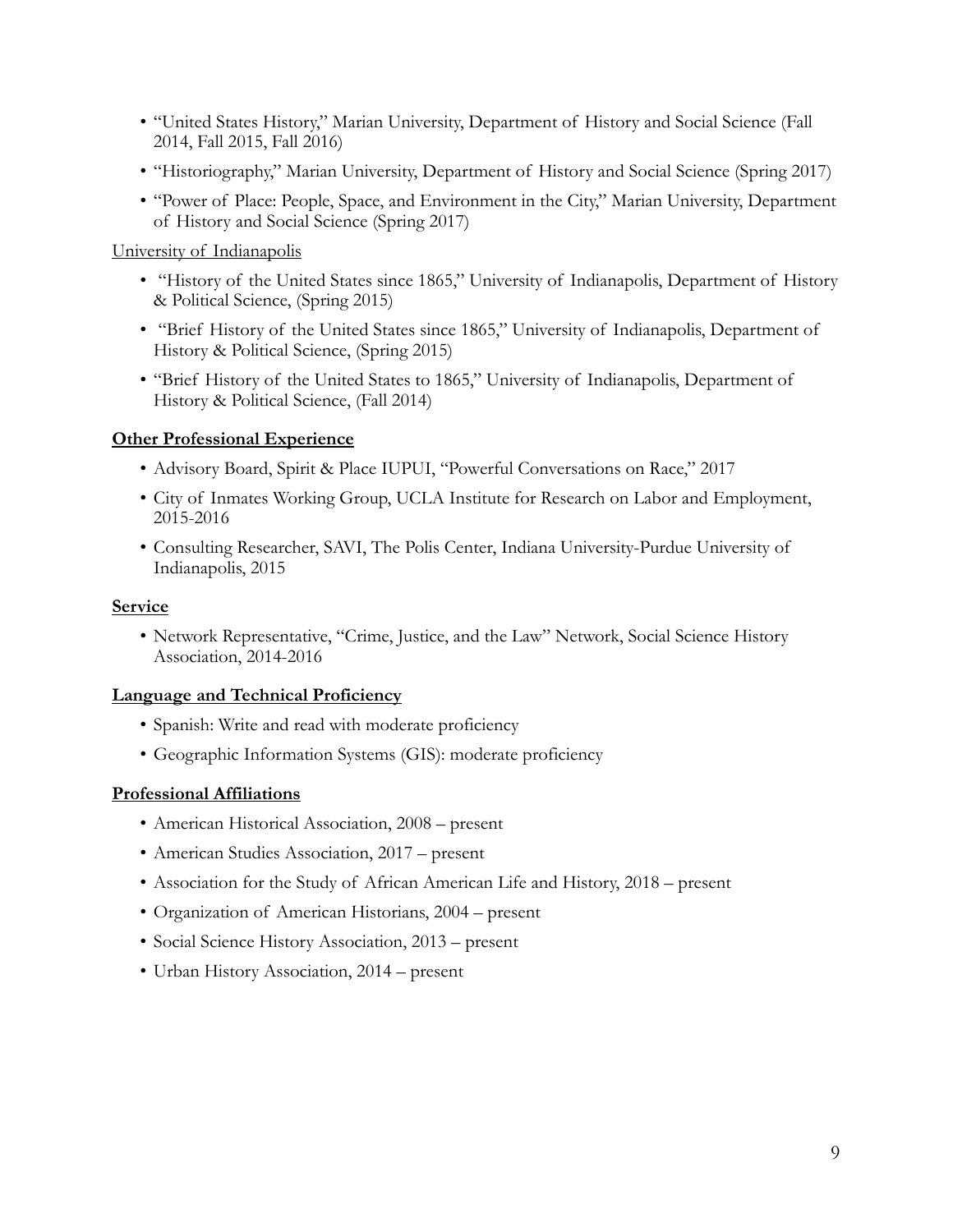- "United States History," Marian University, Department of History and Social Science (Fall 2014, Fall 2015, Fall 2016)
- "Historiography," Marian University, Department of History and Social Science (Spring 2017)
- "Power of Place: People, Space, and Environment in the City," Marian University, Department of History and Social Science (Spring 2017)

University of Indianapolis

- "History of the United States since 1865," University of Indianapolis, Department of History & Political Science, (Spring 2015)
- "Brief History of the United States since 1865," University of Indianapolis, Department of History & Political Science, (Spring 2015)
- "Brief History of the United States to 1865," University of Indianapolis, Department of History & Political Science, (Fall 2014)

**Other Professional Experience**

- Advisory Board, Spirit & Place IUPUI, "Powerful Conversations on Race," 2017
- City of Inmates Working Group, UCLA Institute for Research on Labor and Employment, 2015-2016
- Consulting Researcher, SAVI, The Polis Center, Indiana University-Purdue University of Indianapolis, 2015

**Service**

- Network Representative, "Crime, Justice, and the Law" Network, Social Science History Association, 2014-2016

**Language and Technical Proficiency**

- Spanish: Write and read with moderate proficiency
- Geographic Information Systems (GIS): moderate proficiency

**Professional Affiliations**

- American Historical Association, 2008 – present
- American Studies Association, 2017 – present
- Association for the Study of African American Life and History, 2018 – present
- Organization of American Historians, 2004 – present
- Social Science History Association, 2013 – present
- Urban History Association, 2014 – present